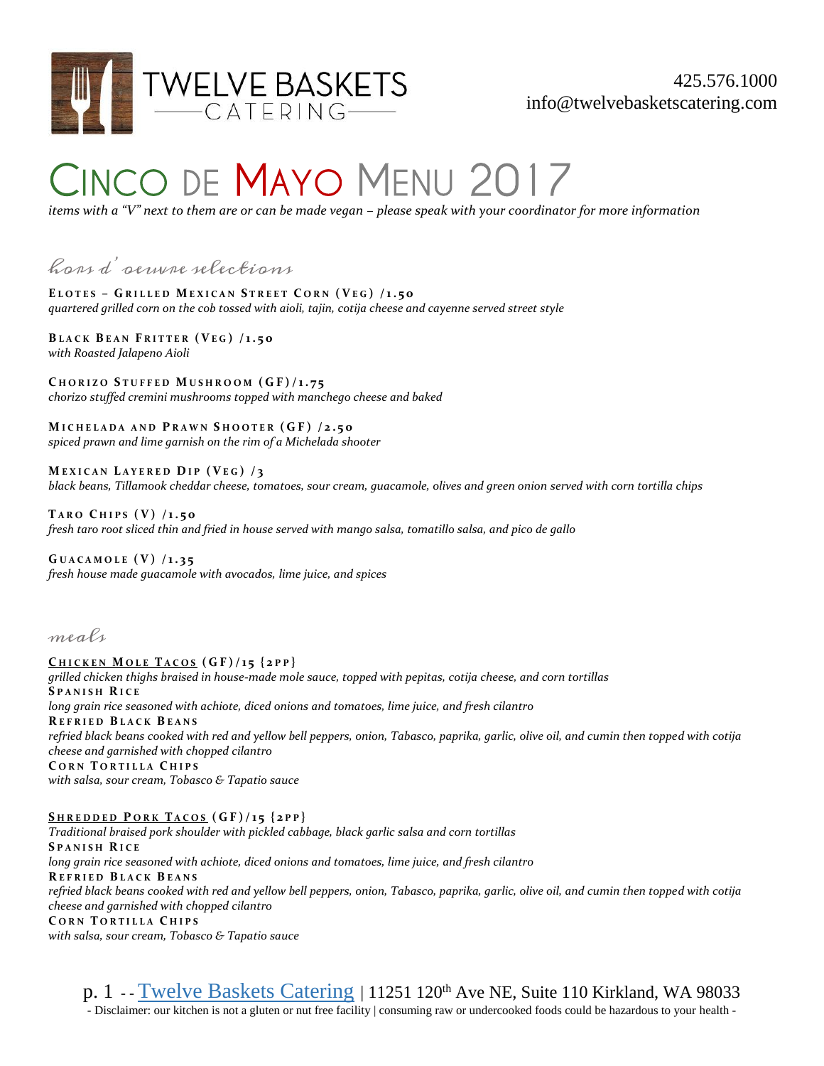TWELVE BASKETS CATERING

425.576.1000
info@twelvebasketscatering.com

# Cinco de Mayo Menu 2017

*items with a "V" next to them are or can be made vegan – please speak with your coordinator for more information*

## hors d' oeuvre selections

**Elotes – Grilled Mexican Street Corn (VEG) /1.50**
*quartered grilled corn on the cob tossed with aioli, tajin, cotija cheese and cayenne served street style*

**Black Bean Fritter (VEG) /1.50**
*with Roasted Jalapeno Aioli*

**Chorizo Stuffed Mushroom (GF)/1.75**
*chorizo stuffed cremini mushrooms topped with manchego cheese and baked*

**Michelada and Prawn Shooter (GF) /2.50**
*spiced prawn and lime garnish on the rim of a Michelada shooter*

**Mexican Layered Dip (VEG) /3**
*black beans, Tillamook cheddar cheese, tomatoes, sour cream, guacamole, olives and green onion served with corn tortilla chips*

**Taro Chips (V) /1.50**
*fresh taro root sliced thin and fried in house served with mango salsa, tomatillo salsa, and pico de gallo*

**Guacamole (V) /1.35**
*fresh house made guacamole with avocados, lime juice, and spices*

## meals

**Chicken Mole Tacos (GF)/15 {2pp}**
*grilled chicken thighs braised in house-made mole sauce, topped with pepitas, cotija cheese, and corn tortillas*
**Spanish Rice**
*long grain rice seasoned with achiote, diced onions and tomatoes, lime juice, and fresh cilantro*
**Refried Black Beans**
*refried black beans cooked with red and yellow bell peppers, onion, Tabasco, paprika, garlic, olive oil, and cumin then topped with cotija cheese and garnished with chopped cilantro*
**Corn Tortilla Chips**
*with salsa, sour cream, Tobasco & Tapatio sauce*

**Shredded Pork Tacos (GF)/15 {2pp}**
*Traditional braised pork shoulder with pickled cabbage, black garlic salsa and corn tortillas*
**Spanish Rice**
*long grain rice seasoned with achiote, diced onions and tomatoes, lime juice, and fresh cilantro*
**Refried Black Beans**
*refried black beans cooked with red and yellow bell peppers, onion, Tabasco, paprika, garlic, olive oil, and cumin then topped with cotija cheese and garnished with chopped cilantro*
**Corn Tortilla Chips**
*with salsa, sour cream, Tobasco & Tapatio sauce*

Twelve Baskets Catering | 11251 120th Ave NE, Suite 110 Kirkland, WA 98033
- Disclaimer: our kitchen is not a gluten or nut free facility | consuming raw or undercooked foods could be hazardous to your health -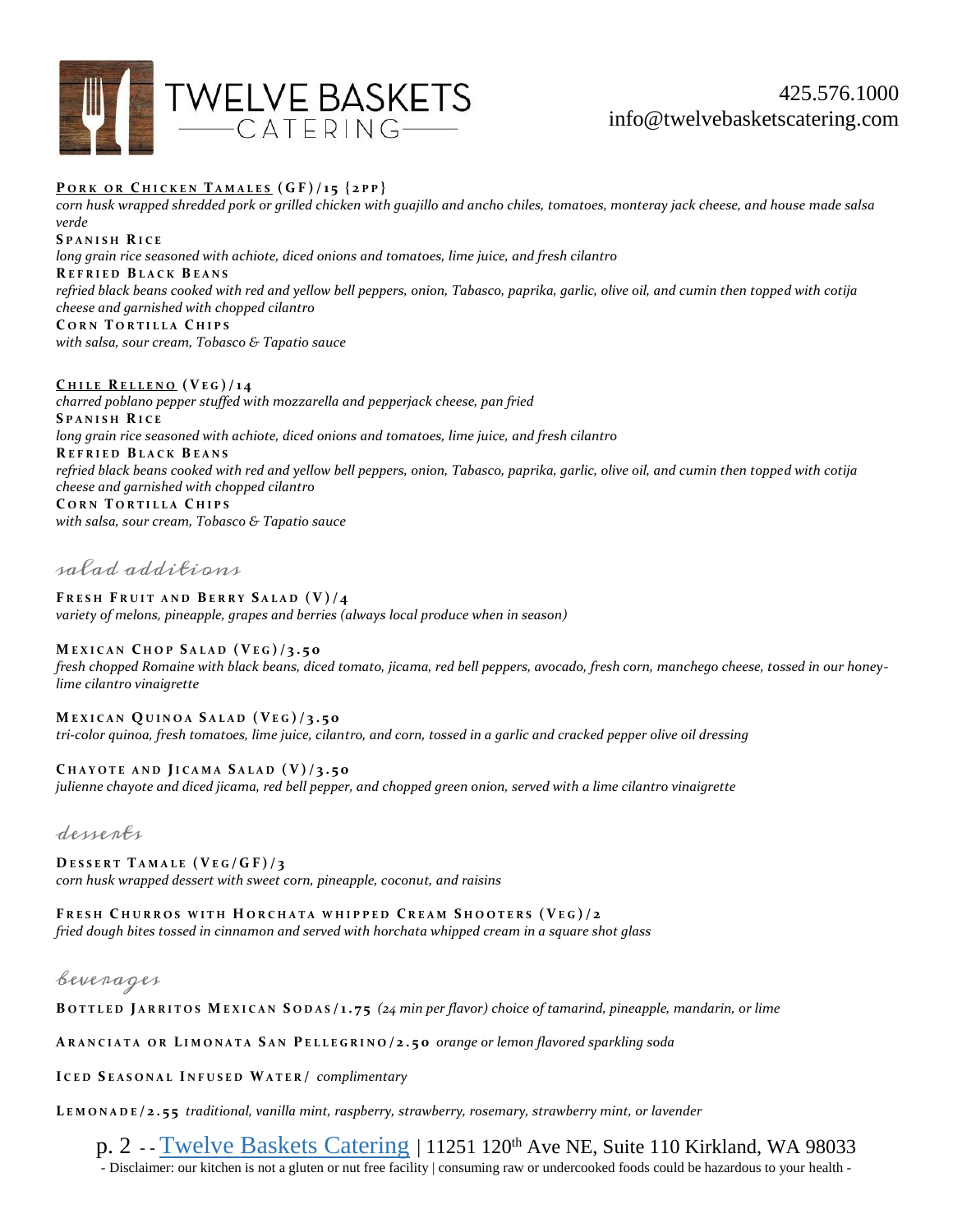**TWELVE BASKETS CATERING**

425.576.1000
info@twelvebasketscatering.com

**PORK OR CHICKEN TAMALES (GF)/15 {2PP}**
*corn husk wrapped shredded pork or grilled chicken with guajillo and ancho chiles, tomatoes, monteray jack cheese, and house made salsa verde*
**SPANISH RICE**
*long grain rice seasoned with achiote, diced onions and tomatoes, lime juice, and fresh cilantro*
**REFRIED BLACK BEANS**
*refried black beans cooked with red and yellow bell peppers, onion, Tabasco, paprika, garlic, olive oil, and cumin then topped with cotija cheese and garnished with chopped cilantro*
**CORN TORTILLA CHIPS**
*with salsa, sour cream, Tobosco & Tapatio sauce*

**CHILE RELLENO (VEG)/14**
*charred poblano pepper stuffed with mozzarella and pepperjack cheese, pan fried*
**SPANISH RICE**
*long grain rice seasoned with achiote, diced onions and tomatoes, lime juice, and fresh cilantro*
**REFRIED BLACK BEANS**
*refried black beans cooked with red and yellow bell peppers, onion, Tabasco, paprika, garlic, olive oil, and cumin then topped with cotija cheese and garnished with chopped cilantro*
**CORN TORTILLA CHIPS**
*with salsa, sour cream, Tobosco & Tapatio sauce*

## salad additions

**FRESH FRUIT AND BERRY SALAD (V)/4**
*variety of melons, pineapple, grapes and berries (always local produce when in season)*

**MEXICAN CHOP SALAD (VEG)/3.50**
*fresh chopped Romaine with black beans, diced tomato, jicama, red bell peppers, avocado, fresh corn, manchego cheese, tossed in our honey-lime cilantro vinaigrette*

**MEXICAN QUINOA SALAD (VEG)/3.50**
*tri-color quinoa, fresh tomatoes, lime juice, cilantro, and corn, tossed in a garlic and cracked pepper olive oil dressing*

**CHAYOTE AND JICAMA SALAD (V)/3.50**
*julienne chayote and diced jicama, red bell pepper, and chopped green onion, served with a lime cilantro vinaigrette*

## desserts

**DESSERT TAMALE (VEG/GF)/3**
*corn husk wrapped dessert with sweet corn, pineapple, coconut, and raisins*

**FRESH CHURROS WITH HORCHATA WHIPPED CREAM SHOOTERS (VEG)/2**
*fried dough bites tossed in cinnamon and served with horchata whipped cream in a square shot glass*

## beverages

**BOTTLED JARRITOS MEXICAN SODAS/1.75** *(24 min per flavor) choice of tamarind, pineapple, mandarin, or lime*

**ARANCIATA OR LIMONATA SAN PELLEGRINO/2.50** *orange or lemon flavored sparkling soda*

**ICED SEASONAL INFUSED WATER/** *complimentary*

**LEMONADE/2.55** *traditional, vanilla mint, raspberry, strawberry, rosemary, strawberry mint, or lavender*

Twelve Baskets Catering | 11251 120th Ave NE, Suite 110 Kirkland, WA 98033
- Disclaimer: our kitchen is not a gluten or nut free facility | consuming raw or undercooked foods could be hazardous to your health -